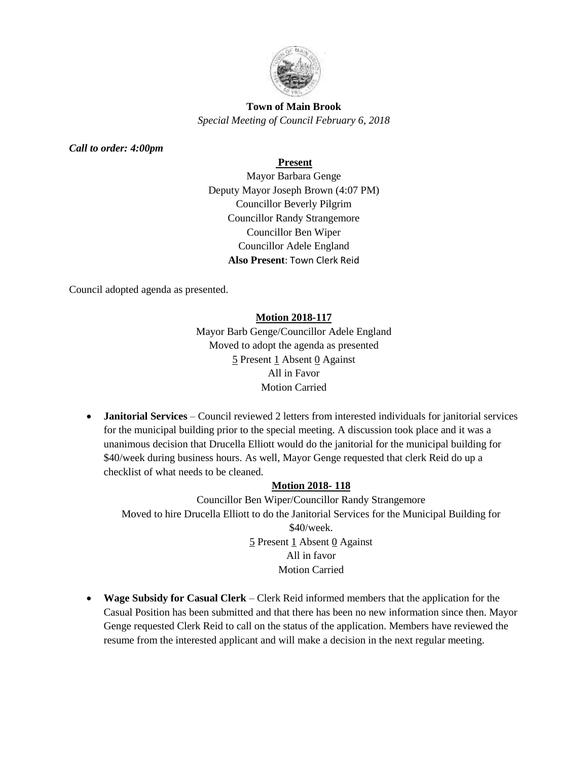**Town of Main Brook**

*Special Meeting of Council February 6, 2018*

***Call to order: 4:00pm***

**Present**

Mayor Barbara Genge
Deputy Mayor Joseph Brown (4:07 PM)
Councillor Beverly Pilgrim
Councillor Randy Strangemore
Councillor Ben Wiper
Councillor Adele England
**Also Present**: Town Clerk Reid

Council adopted agenda as presented.

**Motion 2018-117**

Mayor Barb Genge/Councillor Adele England
Moved to adopt the agenda as presented
5 Present 1 Absent 0 Against
All in Favor
Motion Carried

- **Janitorial Services** – Council reviewed 2 letters from interested individuals for janitorial services for the municipal building prior to the special meeting. A discussion took place and it was a unanimous decision that Drucella Elliott would do the janitorial for the municipal building for $40/week during business hours. As well, Mayor Genge requested that clerk Reid do up a checklist of what needs to be cleaned.

**Motion 2018- 118**

Councillor Ben Wiper/Councillor Randy Strangemore
Moved to hire Drucella Elliott to do the Janitorial Services for the Municipal Building for $40/week.
5 Present 1 Absent 0 Against
All in favor
Motion Carried

- **Wage Subsidy for Casual Clerk** – Clerk Reid informed members that the application for the Casual Position has been submitted and that there has been no new information since then. Mayor Genge requested Clerk Reid to call on the status of the application. Members have reviewed the resume from the interested applicant and will make a decision in the next regular meeting.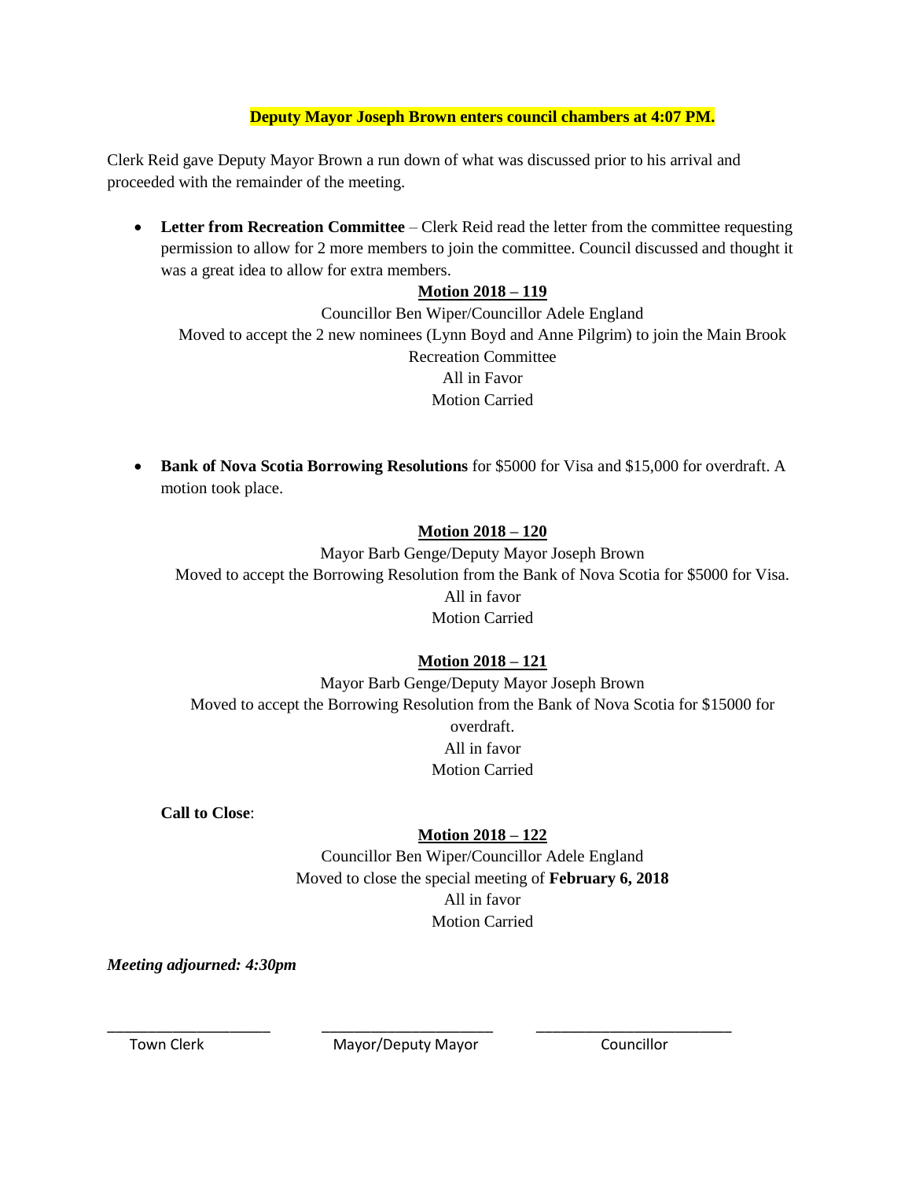**Deputy Mayor Joseph Brown enters council chambers at 4:07 PM.**

Clerk Reid gave Deputy Mayor Brown a run down of what was discussed prior to his arrival and proceeded with the remainder of the meeting.

- **Letter from Recreation Committee** – Clerk Reid read the letter from the committee requesting permission to allow for 2 more members to join the committee. Council discussed and thought it was a great idea to allow for extra members.

**Motion 2018 – 119**

Councillor Ben Wiper/Councillor Adele England
Moved to accept the 2 new nominees (Lynn Boyd and Anne Pilgrim) to join the Main Brook Recreation Committee
All in Favor
Motion Carried

- **Bank of Nova Scotia Borrowing Resolutions** for $5000 for Visa and $15,000 for overdraft. A motion took place.

**Motion 2018 – 120**

Mayor Barb Genge/Deputy Mayor Joseph Brown
Moved to accept the Borrowing Resolution from the Bank of Nova Scotia for $5000 for Visa.
All in favor
Motion Carried

**Motion 2018 – 121**

Mayor Barb Genge/Deputy Mayor Joseph Brown
Moved to accept the Borrowing Resolution from the Bank of Nova Scotia for $15000 for overdraft.
All in favor
Motion Carried

**Call to Close**:

**Motion 2018 – 122**

Councillor Ben Wiper/Councillor Adele England
Moved to close the special meeting of **February 6, 2018**
All in favor
Motion Carried

***Meeting adjourned: 4:30pm***

____________________ ____________________ ____________________
Town Clerk Mayor/Deputy Mayor Councillor